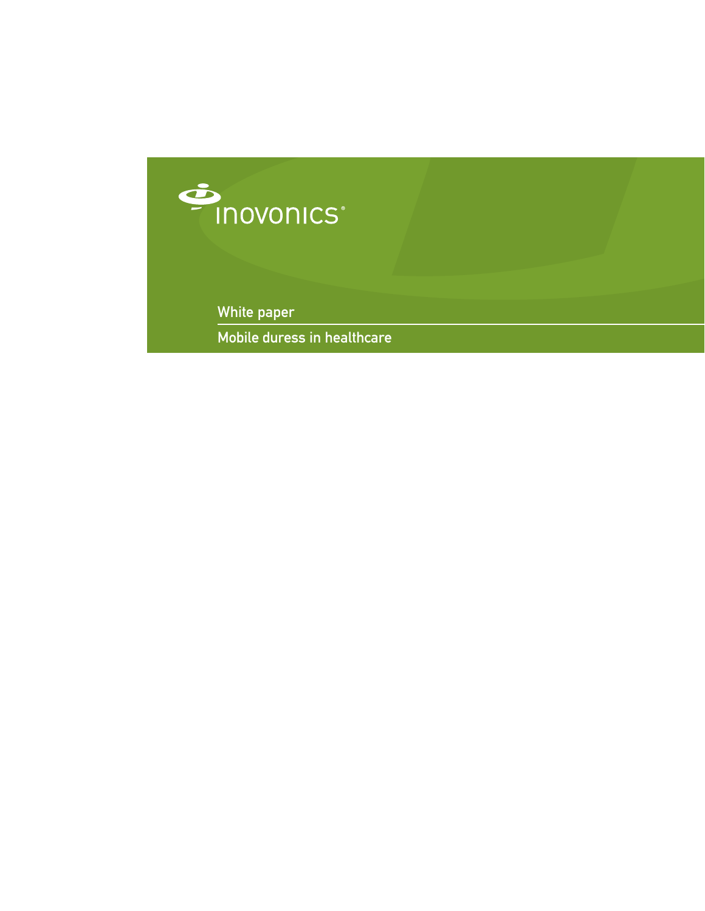inovonics®

White paper

# Mobile duress in healthcare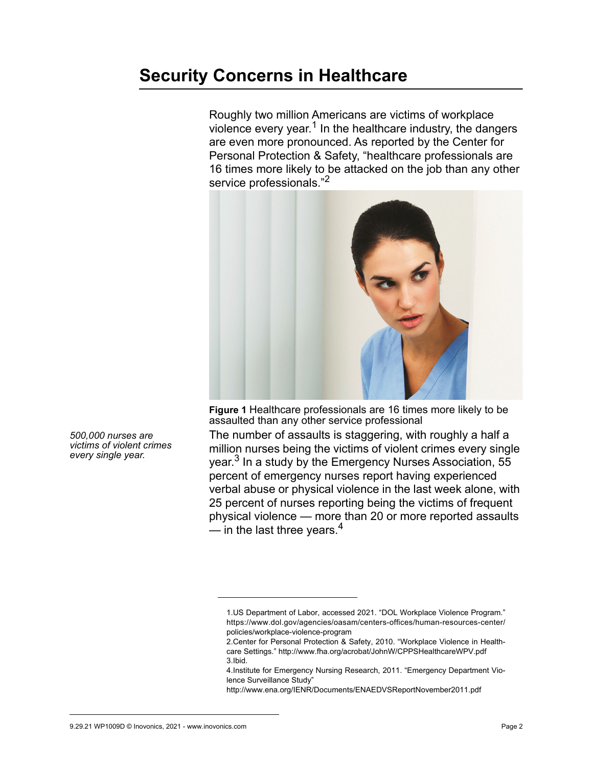# Security Concerns in Healthcare

Roughly two million Americans are victims of workplace violence every year.[1] In the healthcare industry, the dangers are even more pronounced. As reported by the Center for Personal Protection & Safety, “healthcare professionals are 16 times more likely to be attacked on the job than any other service professionals.”[2]

**Figure 1** Healthcare professionals are 16 times more likely to be assaulted than any other service professional

*500,000 nurses are victims of violent crimes every single year.*

The number of assaults is staggering, with roughly a half a million nurses being the victims of violent crimes every single year.[3] In a study by the Emergency Nurses Association, 55 percent of emergency nurses report having experienced verbal abuse or physical violence in the last week alone, with 25 percent of nurses reporting being the victims of frequent physical violence — more than 20 or more reported assaults — in the last three years.[4]

---

1.US Department of Labor, accessed 2021. “DOL Workplace Violence Program.” https://www.dol.gov/agencies/oasam/centers-offices/human-resources-center/policies/workplace-violence-program

2.Center for Personal Protection & Safety, 2010. “Workplace Violence in Healthcare Settings.” http://www.fha.org/acrobat/JohnW/CPPSHealthcareWPV.pdf

3.Ibid.

4.Institute for Emergency Nursing Research, 2011. “Emergency Department Violence Surveillance Study” http://www.ena.org/IENR/Documents/ENAEDVSReportNovember2011.pdf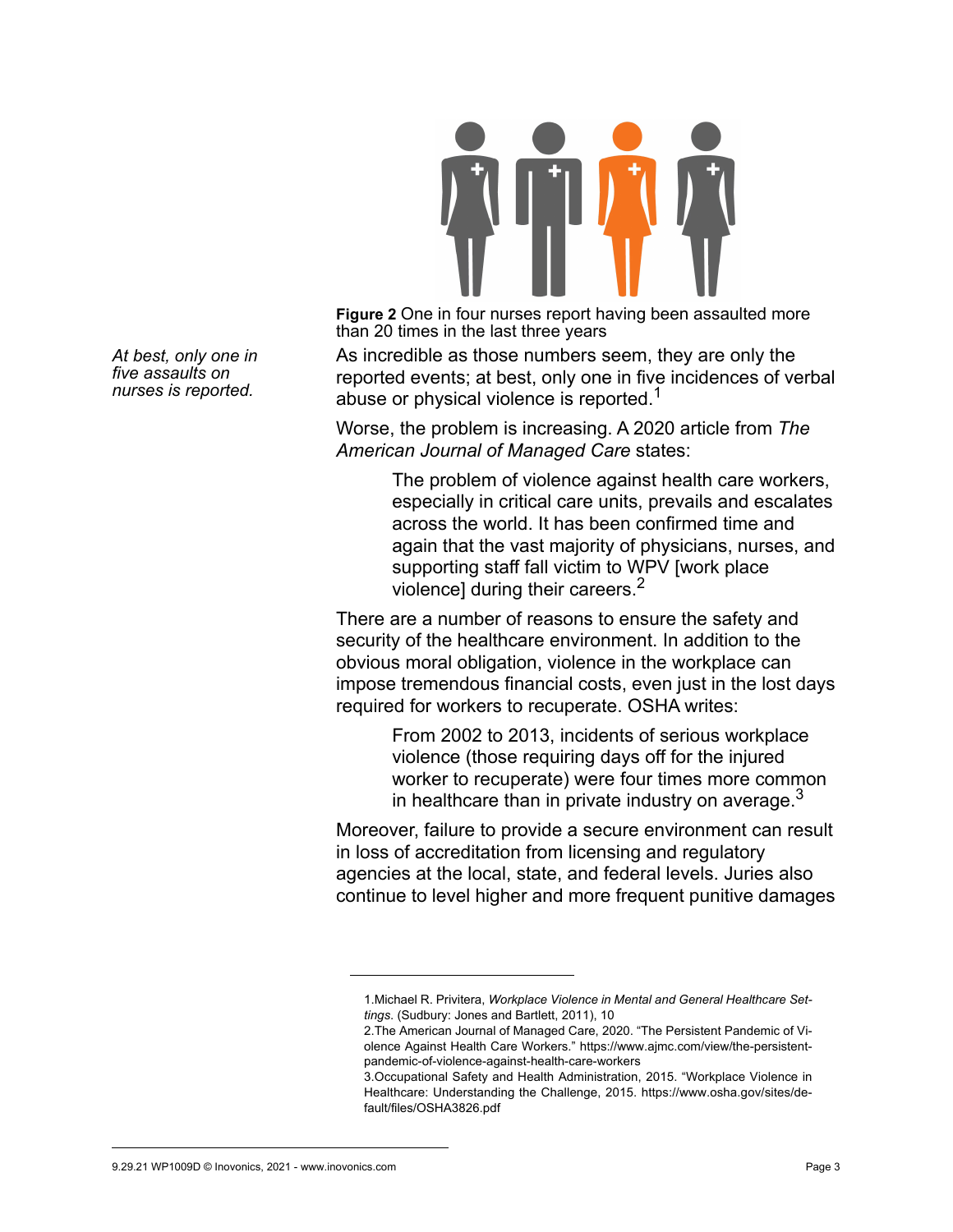**Figure 2** One in four nurses report having been assaulted more than 20 times in the last three years

*At best, only one in five assaults on nurses is reported.*

As incredible as those numbers seem, they are only the reported events; at best, only one in five incidences of verbal abuse or physical violence is reported.[1]

Worse, the problem is increasing. A 2020 article from *The American Journal of Managed Care* states:

> The problem of violence against health care workers, especially in critical care units, prevails and escalates across the world. It has been confirmed time and again that the vast majority of physicians, nurses, and supporting staff fall victim to WPV [work place violence] during their careers.[2]

There are a number of reasons to ensure the safety and security of the healthcare environment. In addition to the obvious moral obligation, violence in the workplace can impose tremendous financial costs, even just in the lost days required for workers to recuperate. OSHA writes:

> From 2002 to 2013, incidents of serious workplace violence (those requiring days off for the injured worker to recuperate) were four times more common in healthcare than in private industry on average.[3]

Moreover, failure to provide a secure environment can result in loss of accreditation from licensing and regulatory agencies at the local, state, and federal levels. Juries also continue to level higher and more frequent punitive damages

---

1. Michael R. Privitera, *Workplace Violence in Mental and General Healthcare Settings.* (Sudbury: Jones and Bartlett, 2011), 10
2. The American Journal of Managed Care, 2020. "The Persistent Pandemic of Violence Against Health Care Workers." https://www.ajmc.com/view/the-persistent-pandemic-of-violence-against-health-care-workers
3. Occupational Safety and Health Administration, 2015. "Workplace Violence in Healthcare: Understanding the Challenge, 2015. https://www.osha.gov/sites/default/files/OSHA3826.pdf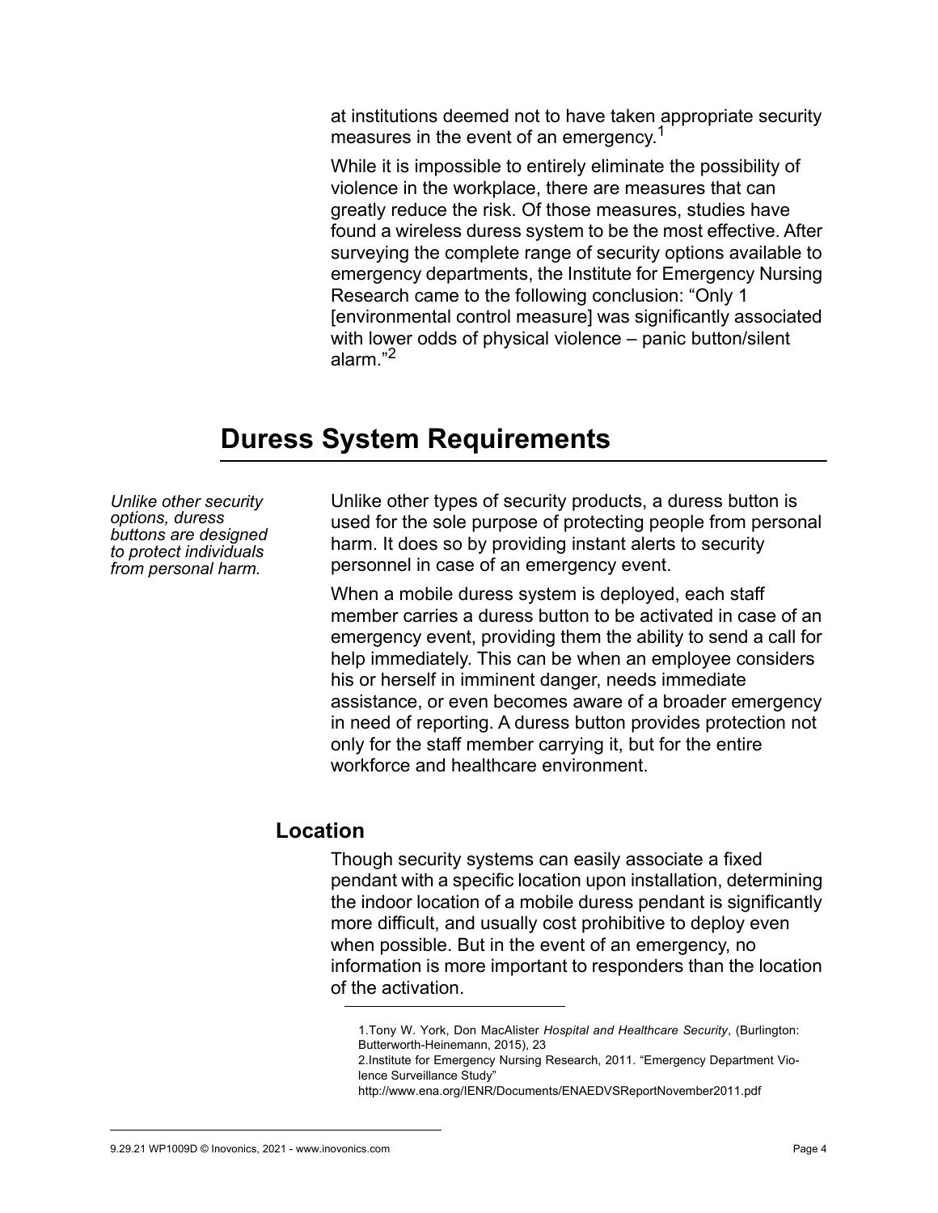at institutions deemed not to have taken appropriate security measures in the event of an emergency.[1]

While it is impossible to entirely eliminate the possibility of violence in the workplace, there are measures that can greatly reduce the risk. Of those measures, studies have found a wireless duress system to be the most effective. After surveying the complete range of security options available to emergency departments, the Institute for Emergency Nursing Research came to the following conclusion: "Only 1 [environmental control measure] was significantly associated with lower odds of physical violence – panic button/silent alarm."[2]

## Duress System Requirements

*Unlike other security options, duress buttons are designed to protect individuals from personal harm.*

Unlike other types of security products, a duress button is used for the sole purpose of protecting people from personal harm. It does so by providing instant alerts to security personnel in case of an emergency event.

When a mobile duress system is deployed, each staff member carries a duress button to be activated in case of an emergency event, providing them the ability to send a call for help immediately. This can be when an employee considers his or herself in imminent danger, needs immediate assistance, or even becomes aware of a broader emergency in need of reporting. A duress button provides protection not only for the staff member carrying it, but for the entire workforce and healthcare environment.

### Location

Though security systems can easily associate a fixed pendant with a specific location upon installation, determining the indoor location of a mobile duress pendant is significantly more difficult, and usually cost prohibitive to deploy even when possible. But in the event of an emergency, no information is more important to responders than the location of the activation.

---

1. Tony W. York, Don MacAlister *Hospital and Healthcare Security*, (Burlington: Butterworth-Heinemann, 2015), 23
2. Institute for Emergency Nursing Research, 2011. "Emergency Department Violence Surveillance Study" http://www.ena.org/IENR/Documents/ENAEDVSReportNovember2011.pdf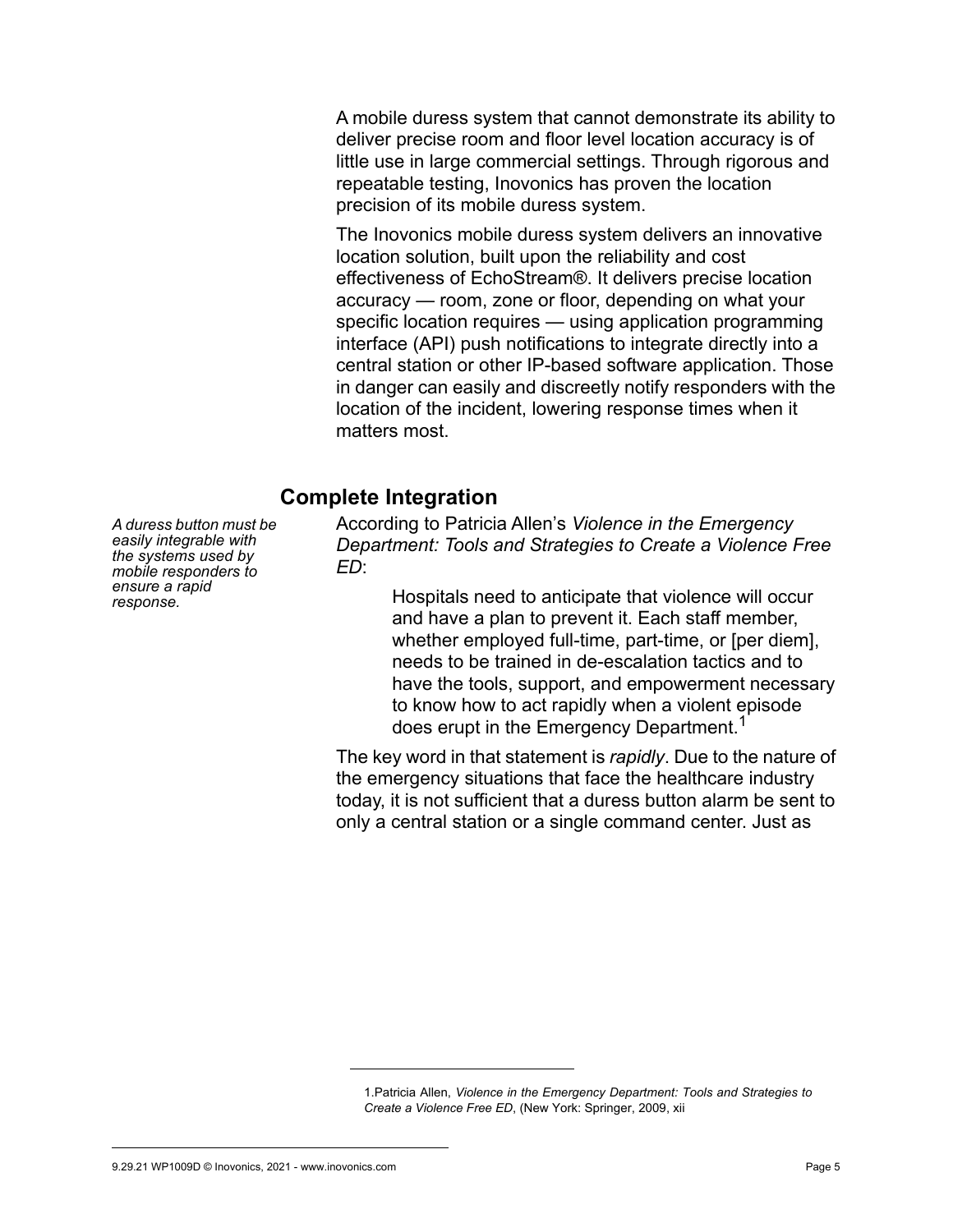A mobile duress system that cannot demonstrate its ability to deliver precise room and floor level location accuracy is of little use in large commercial settings. Through rigorous and repeatable testing, Inovonics has proven the location precision of its mobile duress system.

The Inovonics mobile duress system delivers an innovative location solution, built upon the reliability and cost effectiveness of EchoStream®. It delivers precise location accuracy — room, zone or floor, depending on what your specific location requires — using application programming interface (API) push notifications to integrate directly into a central station or other IP-based software application. Those in danger can easily and discreetly notify responders with the location of the incident, lowering response times when it matters most.

## Complete Integration

*A duress button must be easily integrable with the systems used by mobile responders to ensure a rapid response.*

According to Patricia Allen's *Violence in the Emergency Department: Tools and Strategies to Create a Violence Free ED*:

> Hospitals need to anticipate that violence will occur and have a plan to prevent it. Each staff member, whether employed full-time, part-time, or [per diem], needs to be trained in de-escalation tactics and to have the tools, support, and empowerment necessary to know how to act rapidly when a violent episode does erupt in the Emergency Department.[1]

The key word in that statement is *rapidly*. Due to the nature of the emergency situations that face the healthcare industry today, it is not sufficient that a duress button alarm be sent to only a central station or a single command center. Just as

---

1.Patricia Allen, *Violence in the Emergency Department: Tools and Strategies to Create a Violence Free ED*, (New York: Springer, 2009, xii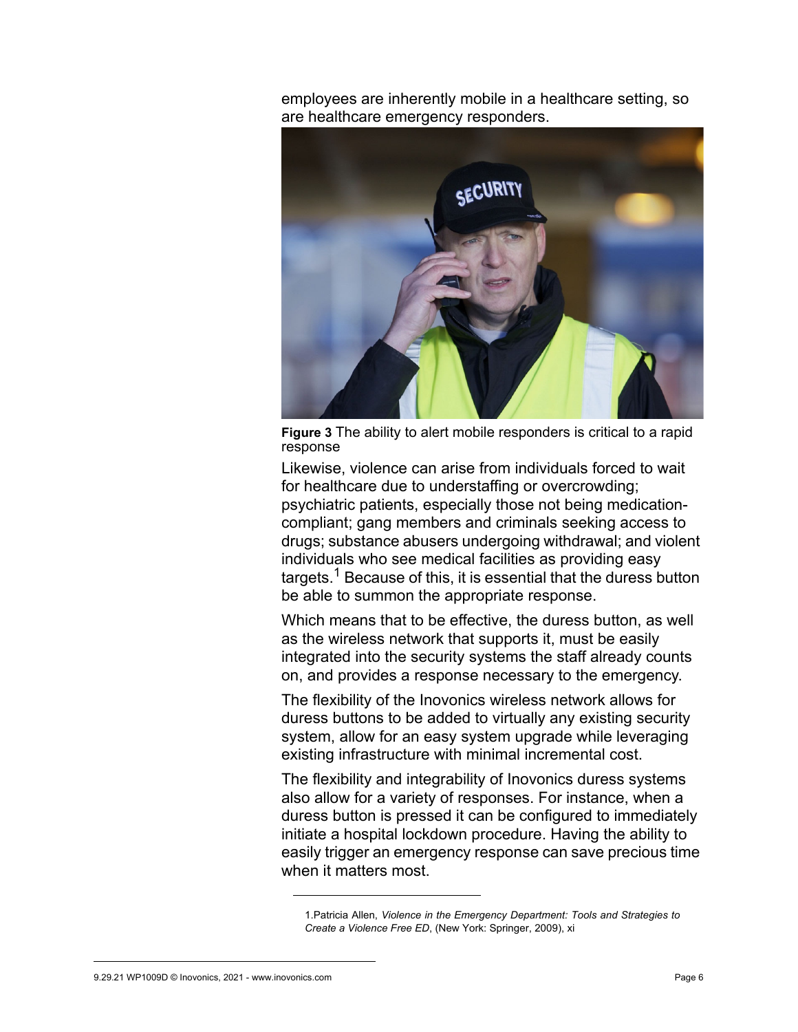employees are inherently mobile in a healthcare setting, so are healthcare emergency responders.

**Figure 3** The ability to alert mobile responders is critical to a rapid response

Likewise, violence can arise from individuals forced to wait for healthcare due to understaffing or overcrowding; psychiatric patients, especially those not being medication-compliant; gang members and criminals seeking access to drugs; substance abusers undergoing withdrawal; and violent individuals who see medical facilities as providing easy targets.[1] Because of this, it is essential that the duress button be able to summon the appropriate response.

Which means that to be effective, the duress button, as well as the wireless network that supports it, must be easily integrated into the security systems the staff already counts on, and provides a response necessary to the emergency.

The flexibility of the Inovonics wireless network allows for duress buttons to be added to virtually any existing security system, allow for an easy system upgrade while leveraging existing infrastructure with minimal incremental cost.

The flexibility and integrability of Inovonics duress systems also allow for a variety of responses. For instance, when a duress button is pressed it can be configured to immediately initiate a hospital lockdown procedure. Having the ability to easily trigger an emergency response can save precious time when it matters most.

---

1.Patricia Allen, *Violence in the Emergency Department: Tools and Strategies to Create a Violence Free ED*, (New York: Springer, 2009), xi

9.29.21 WP1009D © Inovonics, 2021 - www.inovonics.com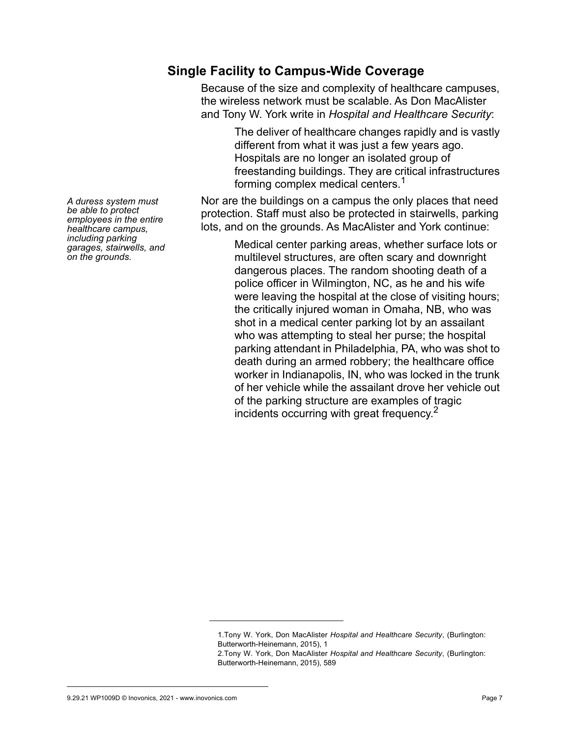## Single Facility to Campus-Wide Coverage

Because of the size and complexity of healthcare campuses, the wireless network must be scalable. As Don MacAlister and Tony W. York write in *Hospital and Healthcare Security*:

> The deliver of healthcare changes rapidly and is vastly different from what it was just a few years ago. Hospitals are no longer an isolated group of freestanding buildings. They are critical infrastructures forming complex medical centers.[1]

*A duress system must be able to protect employees in the entire healthcare campus, including parking garages, stairwells, and on the grounds.*

Nor are the buildings on a campus the only places that need protection. Staff must also be protected in stairwells, parking lots, and on the grounds. As MacAlister and York continue:

> Medical center parking areas, whether surface lots or multilevel structures, are often scary and downright dangerous places. The random shooting death of a police officer in Wilmington, NC, as he and his wife were leaving the hospital at the close of visiting hours; the critically injured woman in Omaha, NB, who was shot in a medical center parking lot by an assailant who was attempting to steal her purse; the hospital parking attendant in Philadelphia, PA, who was shot to death during an armed robbery; the healthcare office worker in Indianapolis, IN, who was locked in the trunk of her vehicle while the assailant drove her vehicle out of the parking structure are examples of tragic incidents occurring with great frequency.[2]

---

1. Tony W. York, Don MacAlister *Hospital and Healthcare Security*, (Burlington: Butterworth-Heinemann, 2015), 1
2. Tony W. York, Don MacAlister *Hospital and Healthcare Security*, (Burlington: Butterworth-Heinemann, 2015), 589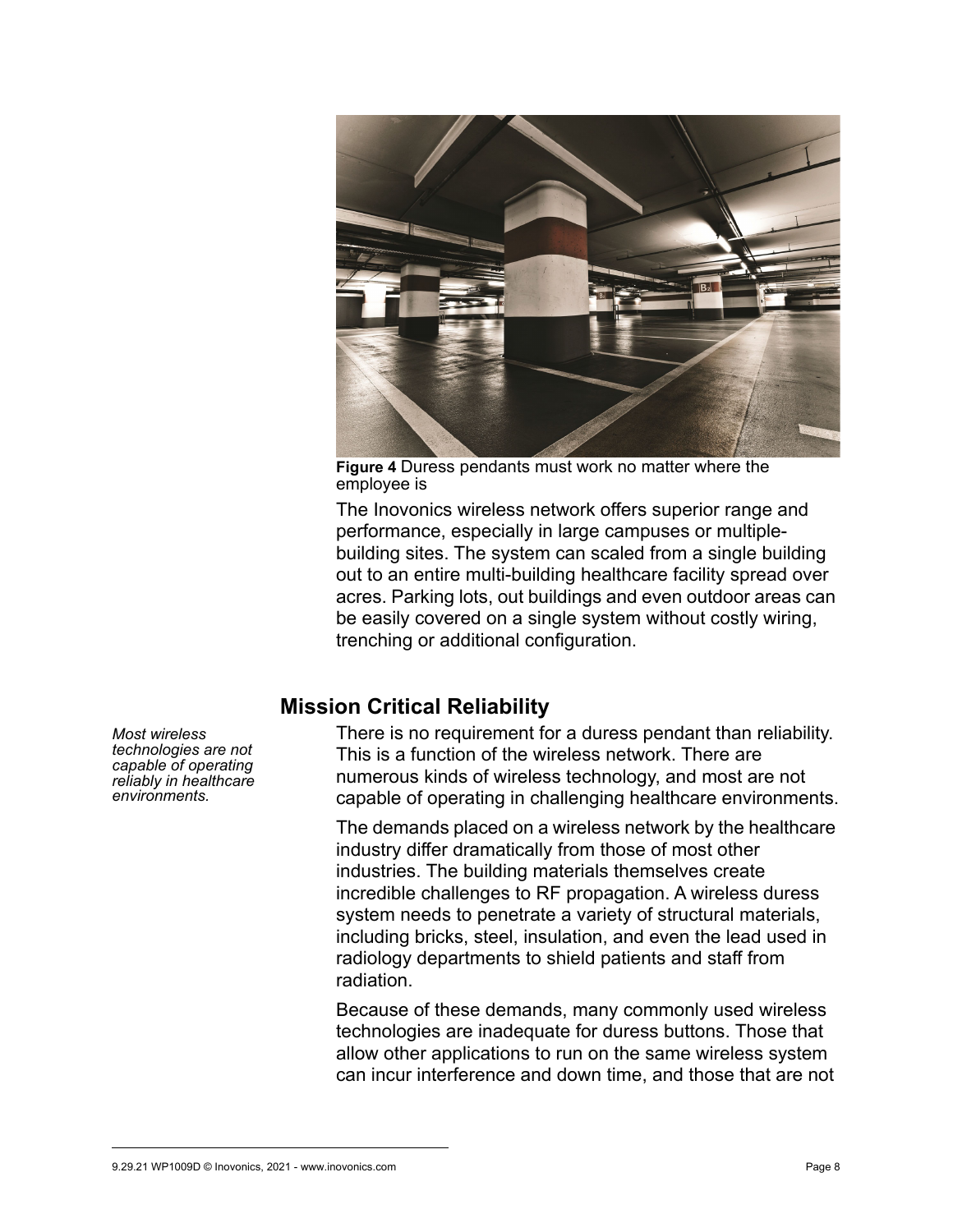**Figure 4** Duress pendants must work no matter where the employee is

The Inovonics wireless network offers superior range and performance, especially in large campuses or multiple-building sites. The system can scaled from a single building out to an entire multi-building healthcare facility spread over acres. Parking lots, out buildings and even outdoor areas can be easily covered on a single system without costly wiring, trenching or additional configuration.

## Mission Critical Reliability

*Most wireless technologies are not capable of operating reliably in healthcare environments.*

There is no requirement for a duress pendant than reliability. This is a function of the wireless network. There are numerous kinds of wireless technology, and most are not capable of operating in challenging healthcare environments.

The demands placed on a wireless network by the healthcare industry differ dramatically from those of most other industries. The building materials themselves create incredible challenges to RF propagation. A wireless duress system needs to penetrate a variety of structural materials, including bricks, steel, insulation, and even the lead used in radiology departments to shield patients and staff from radiation.

Because of these demands, many commonly used wireless technologies are inadequate for duress buttons. Those that allow other applications to run on the same wireless system can incur interference and down time, and those that are not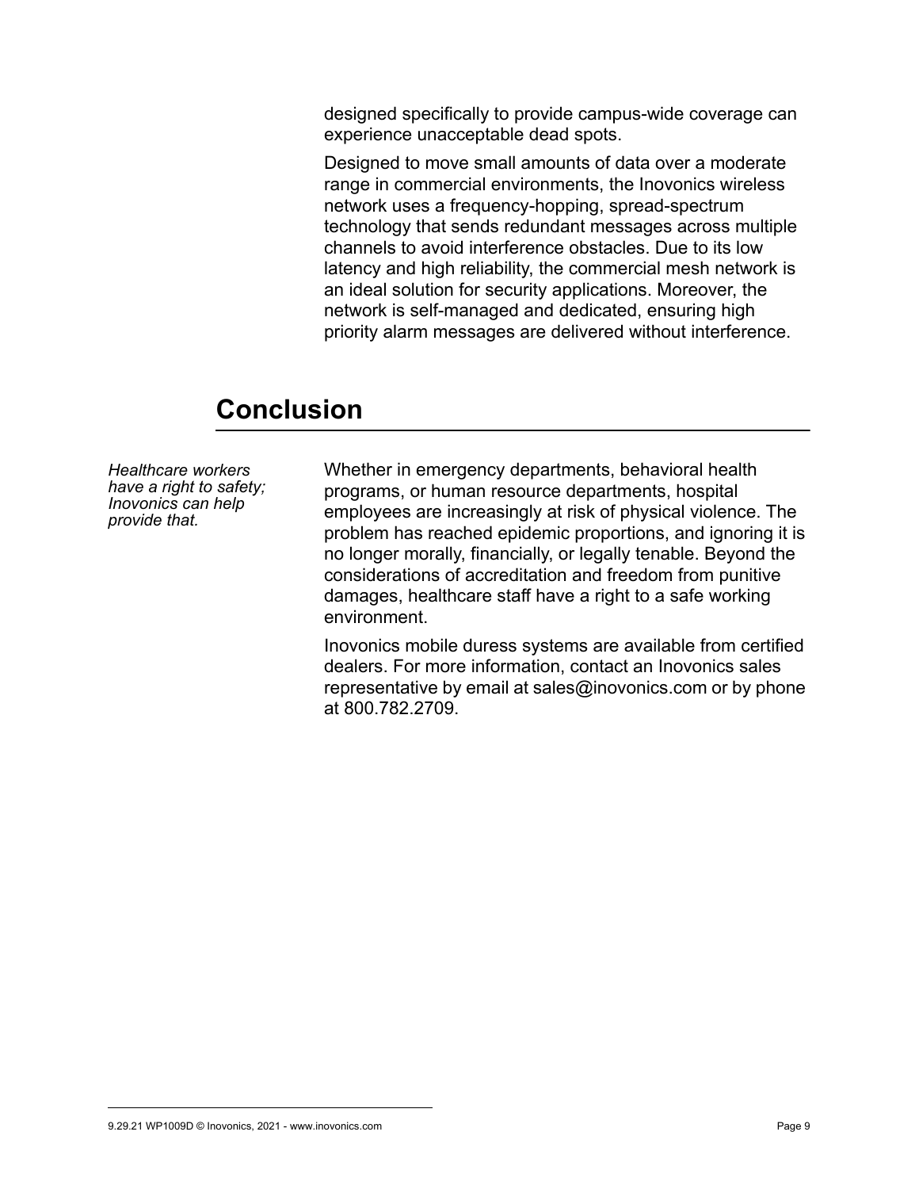designed specifically to provide campus-wide coverage can experience unacceptable dead spots.

Designed to move small amounts of data over a moderate range in commercial environments, the Inovonics wireless network uses a frequency-hopping, spread-spectrum technology that sends redundant messages across multiple channels to avoid interference obstacles. Due to its low latency and high reliability, the commercial mesh network is an ideal solution for security applications. Moreover, the network is self-managed and dedicated, ensuring high priority alarm messages are delivered without interference.

## Conclusion

*Healthcare workers have a right to safety; Inovonics can help provide that.*

Whether in emergency departments, behavioral health programs, or human resource departments, hospital employees are increasingly at risk of physical violence. The problem has reached epidemic proportions, and ignoring it is no longer morally, financially, or legally tenable. Beyond the considerations of accreditation and freedom from punitive damages, healthcare staff have a right to a safe working environment.

Inovonics mobile duress systems are available from certified dealers. For more information, contact an Inovonics sales representative by email at sales@inovonics.com or by phone at 800.782.2709.